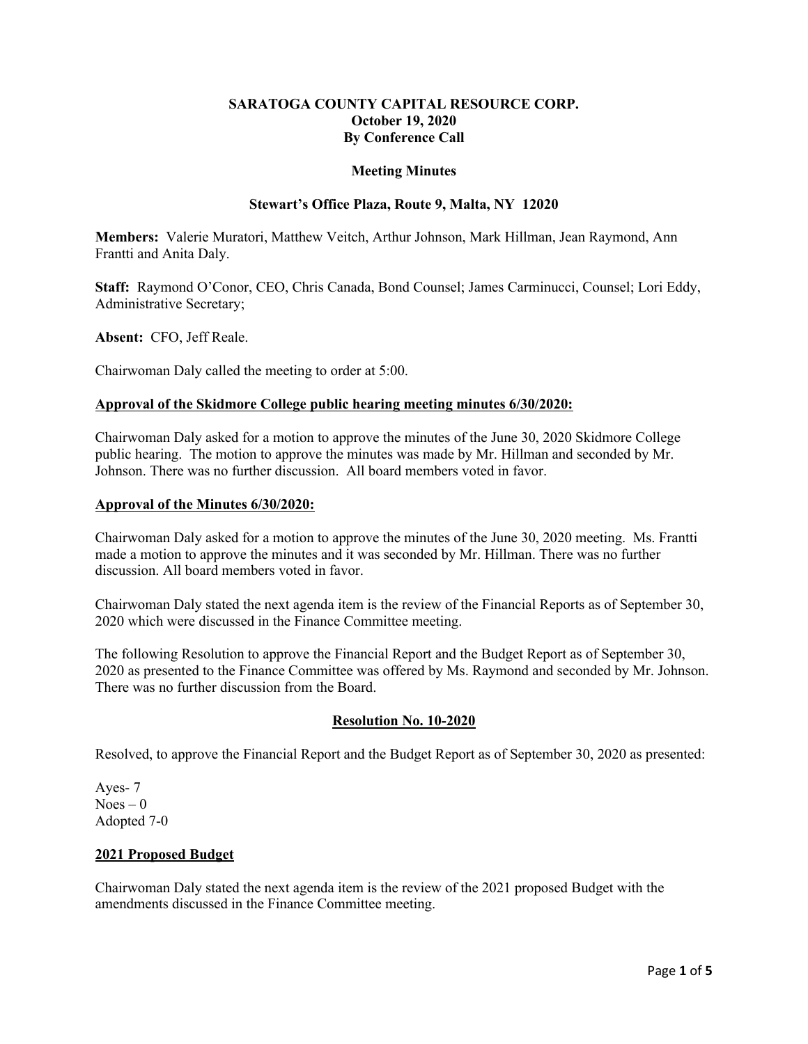**SARATOGA COUNTY CAPITAL RESOURCE CORP.**
**October 19, 2020**
**By Conference Call**

**Meeting Minutes**

**Stewart's Office Plaza, Route 9, Malta, NY 12020**

**Members:** Valerie Muratori, Matthew Veitch, Arthur Johnson, Mark Hillman, Jean Raymond, Ann Frantti and Anita Daly.

**Staff:** Raymond O'Conor, CEO, Chris Canada, Bond Counsel; James Carminucci, Counsel; Lori Eddy, Administrative Secretary;

**Absent:** CFO, Jeff Reale.

Chairwoman Daly called the meeting to order at 5:00.

**Approval of the Skidmore College public hearing meeting minutes 6/30/2020:**

Chairwoman Daly asked for a motion to approve the minutes of the June 30, 2020 Skidmore College public hearing. The motion to approve the minutes was made by Mr. Hillman and seconded by Mr. Johnson. There was no further discussion. All board members voted in favor.

**Approval of the Minutes 6/30/2020:**

Chairwoman Daly asked for a motion to approve the minutes of the June 30, 2020 meeting. Ms. Frantti made a motion to approve the minutes and it was seconded by Mr. Hillman. There was no further discussion. All board members voted in favor.

Chairwoman Daly stated the next agenda item is the review of the Financial Reports as of September 30, 2020 which were discussed in the Finance Committee meeting.

The following Resolution to approve the Financial Report and the Budget Report as of September 30, 2020 as presented to the Finance Committee was offered by Ms. Raymond and seconded by Mr. Johnson. There was no further discussion from the Board.

**Resolution No. 10-2020**

Resolved, to approve the Financial Report and the Budget Report as of September 30, 2020 as presented:

Ayes- 7
Noes – 0
Adopted 7-0

**2021 Proposed Budget**

Chairwoman Daly stated the next agenda item is the review of the 2021 proposed Budget with the amendments discussed in the Finance Committee meeting.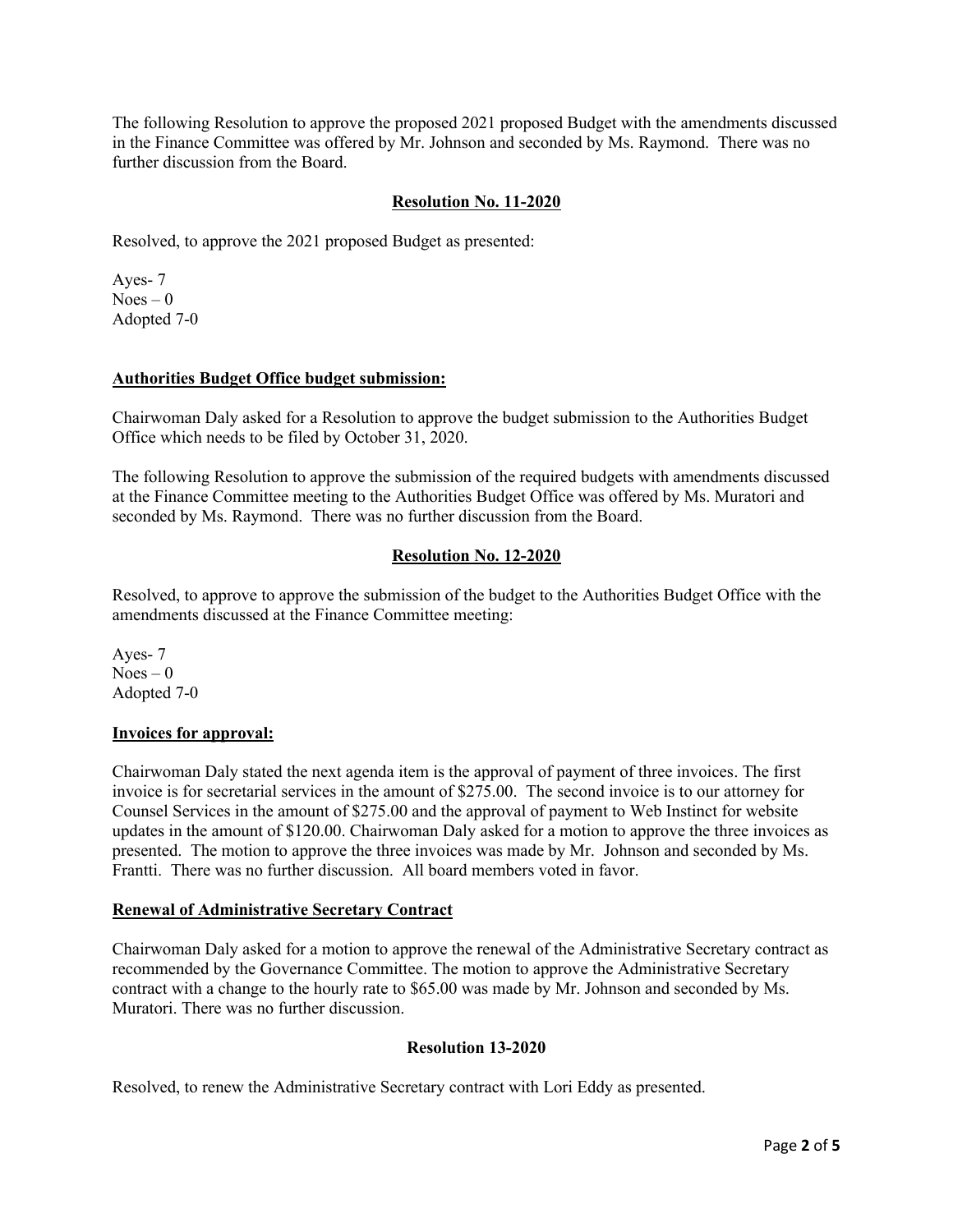The following Resolution to approve the proposed 2021 proposed Budget with the amendments discussed in the Finance Committee was offered by Mr. Johnson and seconded by Ms. Raymond. There was no further discussion from the Board.

**Resolution No. 11-2020**

Resolved, to approve the 2021 proposed Budget as presented:

Ayes- 7
Noes – 0
Adopted 7-0

**Authorities Budget Office budget submission:**

Chairwoman Daly asked for a Resolution to approve the budget submission to the Authorities Budget Office which needs to be filed by October 31, 2020.

The following Resolution to approve the submission of the required budgets with amendments discussed at the Finance Committee meeting to the Authorities Budget Office was offered by Ms. Muratori and seconded by Ms. Raymond. There was no further discussion from the Board.

**Resolution No. 12-2020**

Resolved, to approve to approve the submission of the budget to the Authorities Budget Office with the amendments discussed at the Finance Committee meeting:

Ayes- 7
Noes – 0
Adopted 7-0

**Invoices for approval:**

Chairwoman Daly stated the next agenda item is the approval of payment of three invoices. The first invoice is for secretarial services in the amount of $275.00. The second invoice is to our attorney for Counsel Services in the amount of $275.00 and the approval of payment to Web Instinct for website updates in the amount of $120.00. Chairwoman Daly asked for a motion to approve the three invoices as presented. The motion to approve the three invoices was made by Mr. Johnson and seconded by Ms. Frantti. There was no further discussion. All board members voted in favor.

**Renewal of Administrative Secretary Contract**

Chairwoman Daly asked for a motion to approve the renewal of the Administrative Secretary contract as recommended by the Governance Committee. The motion to approve the Administrative Secretary contract with a change to the hourly rate to $65.00 was made by Mr. Johnson and seconded by Ms. Muratori. There was no further discussion.

**Resolution 13-2020**

Resolved, to renew the Administrative Secretary contract with Lori Eddy as presented.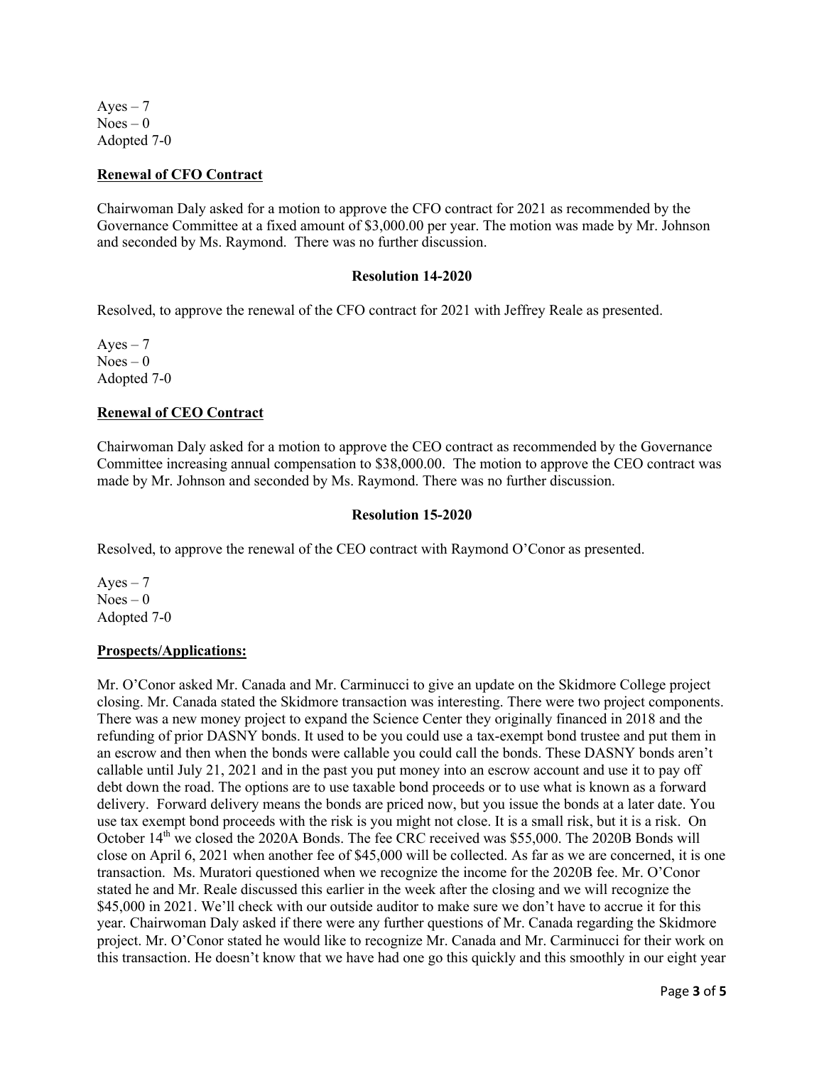Ayes – 7
Noes – 0
Adopted 7-0

**Renewal of CFO Contract**

Chairwoman Daly asked for a motion to approve the CFO contract for 2021 as recommended by the Governance Committee at a fixed amount of $3,000.00 per year. The motion was made by Mr. Johnson and seconded by Ms. Raymond. There was no further discussion.

**Resolution 14-2020**

Resolved, to approve the renewal of the CFO contract for 2021 with Jeffrey Reale as presented.

Ayes – 7
Noes – 0
Adopted 7-0

**Renewal of CEO Contract**

Chairwoman Daly asked for a motion to approve the CEO contract as recommended by the Governance Committee increasing annual compensation to $38,000.00. The motion to approve the CEO contract was made by Mr. Johnson and seconded by Ms. Raymond. There was no further discussion.

**Resolution 15-2020**

Resolved, to approve the renewal of the CEO contract with Raymond O'Conor as presented.

Ayes – 7
Noes – 0
Adopted 7-0

**Prospects/Applications:**

Mr. O'Conor asked Mr. Canada and Mr. Carminucci to give an update on the Skidmore College project closing. Mr. Canada stated the Skidmore transaction was interesting. There were two project components. There was a new money project to expand the Science Center they originally financed in 2018 and the refunding of prior DASNY bonds. It used to be you could use a tax-exempt bond trustee and put them in an escrow and then when the bonds were callable you could call the bonds. These DASNY bonds aren't callable until July 21, 2021 and in the past you put money into an escrow account and use it to pay off debt down the road. The options are to use taxable bond proceeds or to use what is known as a forward delivery. Forward delivery means the bonds are priced now, but you issue the bonds at a later date. You use tax exempt bond proceeds with the risk is you might not close. It is a small risk, but it is a risk. On October 14th we closed the 2020A Bonds. The fee CRC received was $55,000. The 2020B Bonds will close on April 6, 2021 when another fee of $45,000 will be collected. As far as we are concerned, it is one transaction. Ms. Muratori questioned when we recognize the income for the 2020B fee. Mr. O'Conor stated he and Mr. Reale discussed this earlier in the week after the closing and we will recognize the $45,000 in 2021. We'll check with our outside auditor to make sure we don't have to accrue it for this year. Chairwoman Daly asked if there were any further questions of Mr. Canada regarding the Skidmore project. Mr. O'Conor stated he would like to recognize Mr. Canada and Mr. Carminucci for their work on this transaction. He doesn't know that we have had one go this quickly and this smoothly in our eight year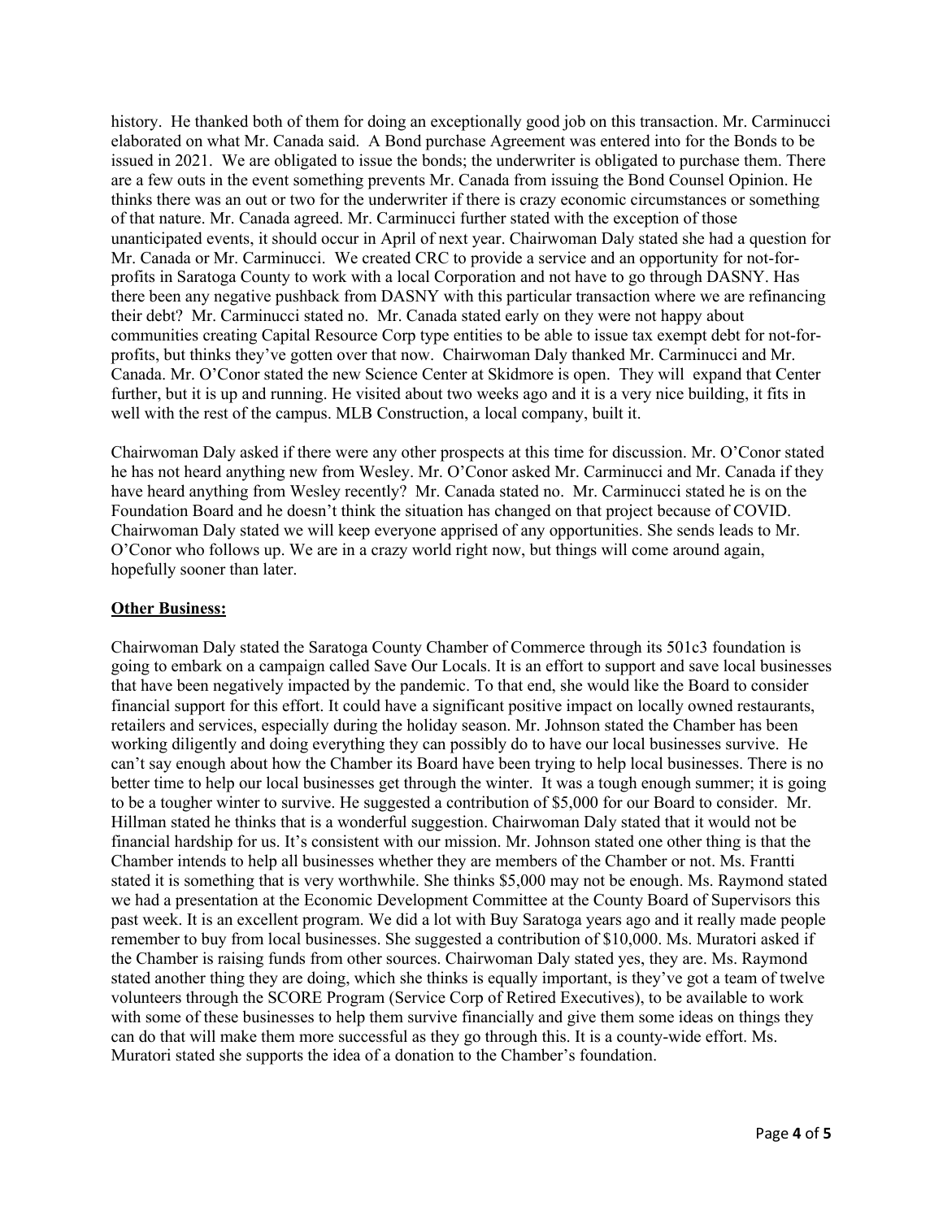history. He thanked both of them for doing an exceptionally good job on this transaction. Mr. Carminucci elaborated on what Mr. Canada said. A Bond purchase Agreement was entered into for the Bonds to be issued in 2021. We are obligated to issue the bonds; the underwriter is obligated to purchase them. There are a few outs in the event something prevents Mr. Canada from issuing the Bond Counsel Opinion. He thinks there was an out or two for the underwriter if there is crazy economic circumstances or something of that nature. Mr. Canada agreed. Mr. Carminucci further stated with the exception of those unanticipated events, it should occur in April of next year. Chairwoman Daly stated she had a question for Mr. Canada or Mr. Carminucci. We created CRC to provide a service and an opportunity for not-for-profits in Saratoga County to work with a local Corporation and not have to go through DASNY. Has there been any negative pushback from DASNY with this particular transaction where we are refinancing their debt? Mr. Carminucci stated no. Mr. Canada stated early on they were not happy about communities creating Capital Resource Corp type entities to be able to issue tax exempt debt for not-for-profits, but thinks they've gotten over that now. Chairwoman Daly thanked Mr. Carminucci and Mr. Canada. Mr. O'Conor stated the new Science Center at Skidmore is open. They will expand that Center further, but it is up and running. He visited about two weeks ago and it is a very nice building, it fits in well with the rest of the campus. MLB Construction, a local company, built it.

Chairwoman Daly asked if there were any other prospects at this time for discussion. Mr. O'Conor stated he has not heard anything new from Wesley. Mr. O'Conor asked Mr. Carminucci and Mr. Canada if they have heard anything from Wesley recently? Mr. Canada stated no. Mr. Carminucci stated he is on the Foundation Board and he doesn't think the situation has changed on that project because of COVID. Chairwoman Daly stated we will keep everyone apprised of any opportunities. She sends leads to Mr. O'Conor who follows up. We are in a crazy world right now, but things will come around again, hopefully sooner than later.

**Other Business:**

Chairwoman Daly stated the Saratoga County Chamber of Commerce through its 501c3 foundation is going to embark on a campaign called Save Our Locals. It is an effort to support and save local businesses that have been negatively impacted by the pandemic. To that end, she would like the Board to consider financial support for this effort. It could have a significant positive impact on locally owned restaurants, retailers and services, especially during the holiday season. Mr. Johnson stated the Chamber has been working diligently and doing everything they can possibly do to have our local businesses survive. He can't say enough about how the Chamber its Board have been trying to help local businesses. There is no better time to help our local businesses get through the winter. It was a tough enough summer; it is going to be a tougher winter to survive. He suggested a contribution of $5,000 for our Board to consider. Mr. Hillman stated he thinks that is a wonderful suggestion. Chairwoman Daly stated that it would not be financial hardship for us. It's consistent with our mission. Mr. Johnson stated one other thing is that the Chamber intends to help all businesses whether they are members of the Chamber or not. Ms. Frantti stated it is something that is very worthwhile. She thinks $5,000 may not be enough. Ms. Raymond stated we had a presentation at the Economic Development Committee at the County Board of Supervisors this past week. It is an excellent program. We did a lot with Buy Saratoga years ago and it really made people remember to buy from local businesses. She suggested a contribution of $10,000. Ms. Muratori asked if the Chamber is raising funds from other sources. Chairwoman Daly stated yes, they are. Ms. Raymond stated another thing they are doing, which she thinks is equally important, is they've got a team of twelve volunteers through the SCORE Program (Service Corp of Retired Executives), to be available to work with some of these businesses to help them survive financially and give them some ideas on things they can do that will make them more successful as they go through this. It is a county-wide effort. Ms. Muratori stated she supports the idea of a donation to the Chamber's foundation.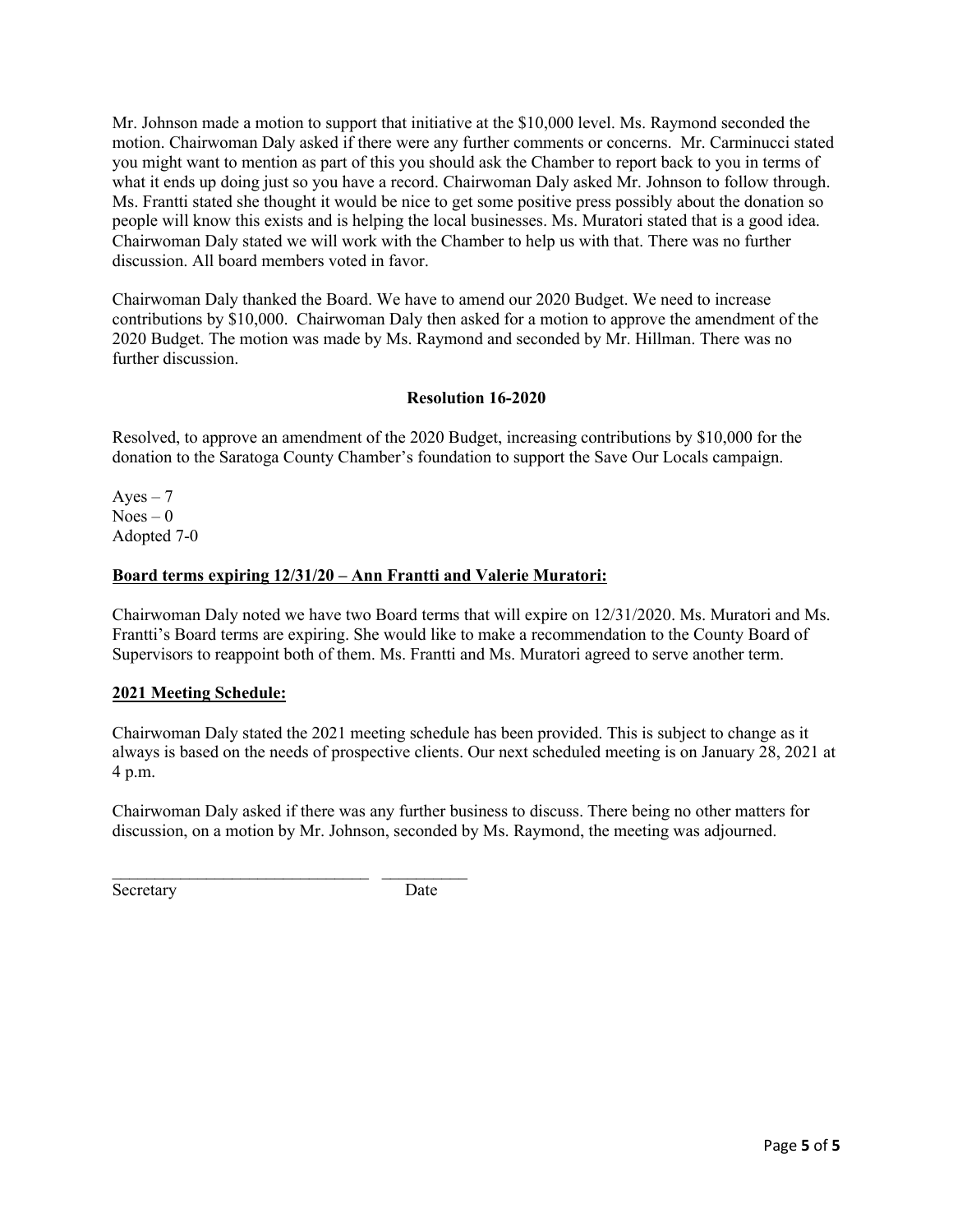Mr. Johnson made a motion to support that initiative at the $10,000 level. Ms. Raymond seconded the motion. Chairwoman Daly asked if there were any further comments or concerns. Mr. Carminucci stated you might want to mention as part of this you should ask the Chamber to report back to you in terms of what it ends up doing just so you have a record. Chairwoman Daly asked Mr. Johnson to follow through. Ms. Frantti stated she thought it would be nice to get some positive press possibly about the donation so people will know this exists and is helping the local businesses. Ms. Muratori stated that is a good idea. Chairwoman Daly stated we will work with the Chamber to help us with that. There was no further discussion. All board members voted in favor.

Chairwoman Daly thanked the Board. We have to amend our 2020 Budget. We need to increase contributions by $10,000. Chairwoman Daly then asked for a motion to approve the amendment of the 2020 Budget. The motion was made by Ms. Raymond and seconded by Mr. Hillman. There was no further discussion.

**Resolution 16-2020**

Resolved, to approve an amendment of the 2020 Budget, increasing contributions by $10,000 for the donation to the Saratoga County Chamber's foundation to support the Save Our Locals campaign.

Ayes – 7
Noes – 0
Adopted 7-0

**Board terms expiring 12/31/20 – Ann Frantti and Valerie Muratori:**

Chairwoman Daly noted we have two Board terms that will expire on 12/31/2020. Ms. Muratori and Ms. Frantti's Board terms are expiring. She would like to make a recommendation to the County Board of Supervisors to reappoint both of them. Ms. Frantti and Ms. Muratori agreed to serve another term.

**2021 Meeting Schedule:**

Chairwoman Daly stated the 2021 meeting schedule has been provided. This is subject to change as it always is based on the needs of prospective clients. Our next scheduled meeting is on January 28, 2021 at 4 p.m.

Chairwoman Daly asked if there was any further business to discuss. There being no other matters for discussion, on a motion by Mr. Johnson, seconded by Ms. Raymond, the meeting was adjourned.

_______________________________ __________
Secretary Date